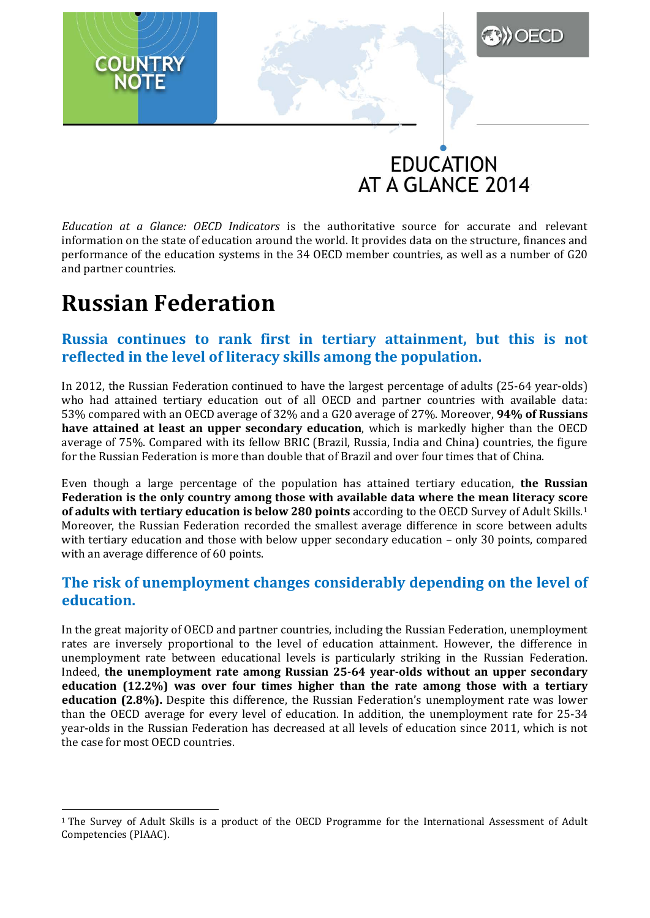COUNTRY NOTE

# EDUCATION AT A GLANCE 2014

*Education at a Glance: OECD Indicators* is the authoritative source for accurate and relevant information on the state of education around the world. It provides data on the structure, finances and performance of the education systems in the 34 OECD member countries, as well as a number of G20 and partner countries.

# Russian Federation

## Russia continues to rank first in tertiary attainment, but this is not reflected in the level of literacy skills among the population.

In 2012, the Russian Federation continued to have the largest percentage of adults (25-64 year-olds) who had attained tertiary education out of all OECD and partner countries with available data: 53% compared with an OECD average of 32% and a G20 average of 27%. Moreover, **94% of Russians have attained at least an upper secondary education**, which is markedly higher than the OECD average of 75%. Compared with its fellow BRIC (Brazil, Russia, India and China) countries, the figure for the Russian Federation is more than double that of Brazil and over four times that of China.

Even though a large percentage of the population has attained tertiary education, **the Russian Federation is the only country among those with available data where the mean literacy score of adults with tertiary education is below 280 points** according to the OECD Survey of Adult Skills.[1] Moreover, the Russian Federation recorded the smallest average difference in score between adults with tertiary education and those with below upper secondary education – only 30 points, compared with an average difference of 60 points.

## The risk of unemployment changes considerably depending on the level of education.

In the great majority of OECD and partner countries, including the Russian Federation, unemployment rates are inversely proportional to the level of education attainment. However, the difference in unemployment rate between educational levels is particularly striking in the Russian Federation. Indeed, **the unemployment rate among Russian 25-64 year-olds without an upper secondary education (12.2%) was over four times higher than the rate among those with a tertiary education (2.8%).** Despite this difference, the Russian Federation's unemployment rate was lower than the OECD average for every level of education. In addition, the unemployment rate for 25-34 year-olds in the Russian Federation has decreased at all levels of education since 2011, which is not the case for most OECD countries.

---

[1] The Survey of Adult Skills is a product of the OECD Programme for the International Assessment of Adult Competencies (PIAAC).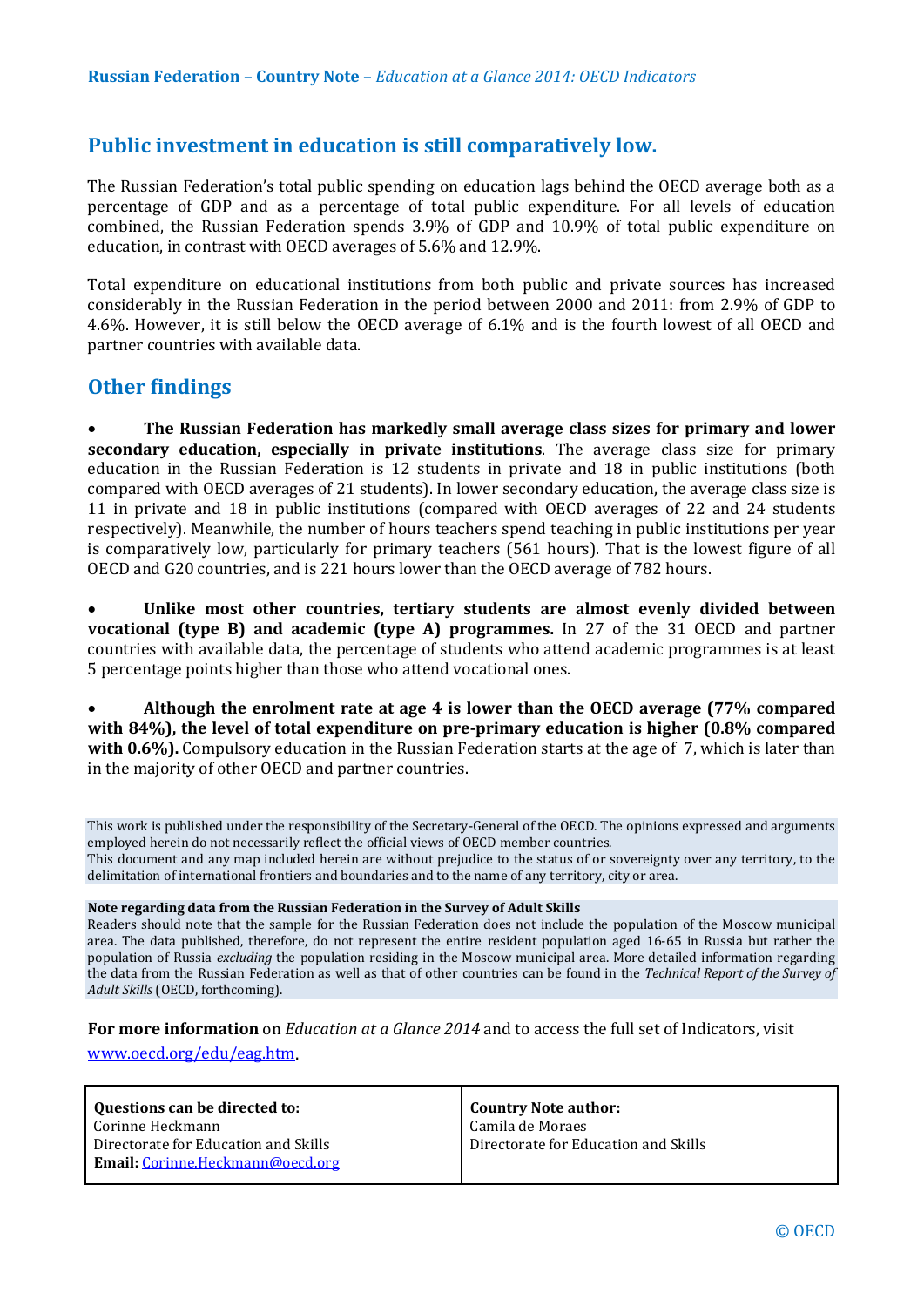## Public investment in education is still comparatively low.

The Russian Federation's total public spending on education lags behind the OECD average both as a percentage of GDP and as a percentage of total public expenditure. For all levels of education combined, the Russian Federation spends 3.9% of GDP and 10.9% of total public expenditure on education, in contrast with OECD averages of 5.6% and 12.9%.

Total expenditure on educational institutions from both public and private sources has increased considerably in the Russian Federation in the period between 2000 and 2011: from 2.9% of GDP to 4.6%. However, it is still below the OECD average of 6.1% and is the fourth lowest of all OECD and partner countries with available data.

## Other findings

- **The Russian Federation has markedly small average class sizes for primary and lower secondary education, especially in private institutions**. The average class size for primary education in the Russian Federation is 12 students in private and 18 in public institutions (both compared with OECD averages of 21 students). In lower secondary education, the average class size is 11 in private and 18 in public institutions (compared with OECD averages of 22 and 24 students respectively). Meanwhile, the number of hours teachers spend teaching in public institutions per year is comparatively low, particularly for primary teachers (561 hours). That is the lowest figure of all OECD and G20 countries, and is 221 hours lower than the OECD average of 782 hours.

- **Unlike most other countries, tertiary students are almost evenly divided between vocational (type B) and academic (type A) programmes.** In 27 of the 31 OECD and partner countries with available data, the percentage of students who attend academic programmes is at least 5 percentage points higher than those who attend vocational ones.

- **Although the enrolment rate at age 4 is lower than the OECD average (77% compared with 84%), the level of total expenditure on pre-primary education is higher (0.8% compared with 0.6%).** Compulsory education in the Russian Federation starts at the age of 7, which is later than in the majority of other OECD and partner countries.

This work is published under the responsibility of the Secretary-General of the OECD. The opinions expressed and arguments employed herein do not necessarily reflect the official views of OECD member countries.
This document and any map included herein are without prejudice to the status of or sovereignty over any territory, to the delimitation of international frontiers and boundaries and to the name of any territory, city or area.

**Note regarding data from the Russian Federation in the Survey of Adult Skills**
Readers should note that the sample for the Russian Federation does not include the population of the Moscow municipal area. The data published, therefore, do not represent the entire resident population aged 16-65 in Russia but rather the population of Russia *excluding* the population residing in the Moscow municipal area. More detailed information regarding the data from the Russian Federation as well as that of other countries can be found in the *Technical Report of the Survey of Adult Skills* (OECD, forthcoming).

**For more information** on *Education at a Glance 2014* and to access the full set of Indicators, visit www.oecd.org/edu/eag.htm.

| **Questions can be directed to:**<br>Corinne Heckmann<br>Directorate for Education and Skills<br>**Email:** Corinne.Heckmann@oecd.org | **Country Note author:**<br>Camila de Moraes<br>Directorate for Education and Skills |
|---|---|

© OECD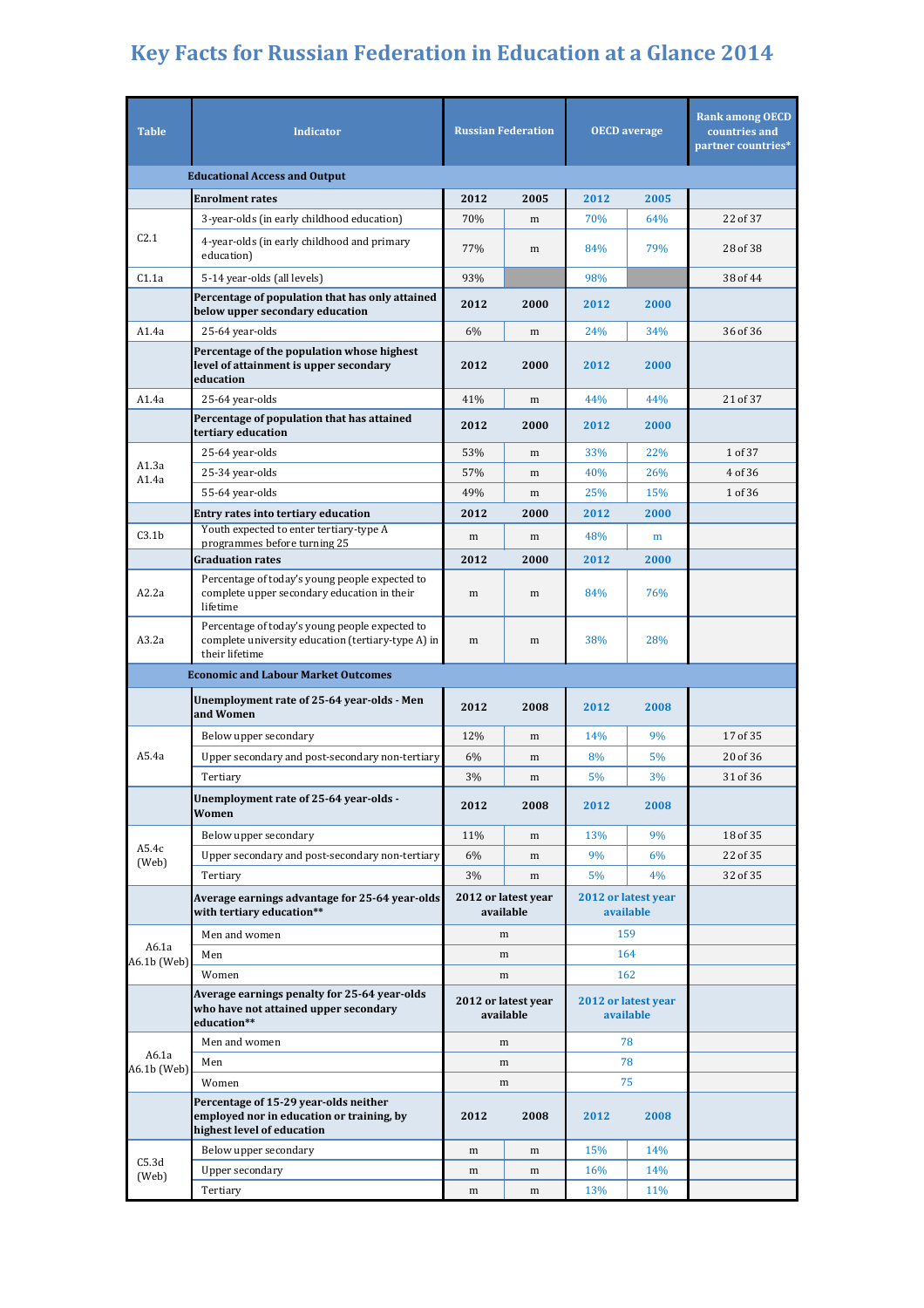# Key Facts for Russian Federation in Education at a Glance 2014

| Table | Indicator | Russian Federation | | OECD average | | Rank among OECD countries and partner countries* |
|---|---|---|---|---|---|---|
| | **Educational Access and Output** | | | | | |
| | **Enrolment rates** | **2012** | **2005** | **2012** | **2005** | |
| C2.1 | 3-year-olds (in early childhood education) | 70% | m | 70% | 64% | 22 of 37 |
| | 4-year-olds (in early childhood and primary education) | 77% | m | 84% | 79% | 28 of 38 |
| C1.1a | 5-14 year-olds (all levels) | 93% | | 98% | | 38 of 44 |
| | **Percentage of population that has only attained below upper secondary education** | **2012** | **2000** | **2012** | **2000** | |
| A1.4a | 25-64 year-olds | 6% | m | 24% | 34% | 36 of 36 |
| | **Percentage of the population whose highest level of attainment is upper secondary education** | **2012** | **2000** | **2012** | **2000** | |
| A1.4a | 25-64 year-olds | 41% | m | 44% | 44% | 21 of 37 |
| | **Percentage of population that has attained tertiary education** | **2012** | **2000** | **2012** | **2000** | |
| A1.3a A1.4a | 25-64 year-olds | 53% | m | 33% | 22% | 1 of 37 |
| | 25-34 year-olds | 57% | m | 40% | 26% | 4 of 36 |
| | 55-64 year-olds | 49% | m | 25% | 15% | 1 of 36 |
| | **Entry rates into tertiary education** | **2012** | **2000** | **2012** | **2000** | |
| C3.1b | Youth expected to enter tertiary-type A programmes before turning 25 | m | m | 48% | m | |
| | **Graduation rates** | **2012** | **2000** | **2012** | **2000** | |
| A2.2a | Percentage of today's young people expected to complete upper secondary education in their lifetime | m | m | 84% | 76% | |
| A3.2a | Percentage of today's young people expected to complete university education (tertiary-type A) in their lifetime | m | m | 38% | 28% | |
| | **Economic and Labour Market Outcomes** | | | | | |
| | **Unemployment rate of 25-64 year-olds - Men and Women** | **2012** | **2008** | **2012** | **2008** | |
| A5.4a | Below upper secondary | 12% | m | 14% | 9% | 17 of 35 |
| | Upper secondary and post-secondary non-tertiary | 6% | m | 8% | 5% | 20 of 36 |
| | Tertiary | 3% | m | 5% | 3% | 31 of 36 |
| | **Unemployment rate of 25-64 year-olds - Women** | **2012** | **2008** | **2012** | **2008** | |
| A5.4c (Web) | Below upper secondary | 11% | m | 13% | 9% | 18 of 35 |
| | Upper secondary and post-secondary non-tertiary | 6% | m | 9% | 6% | 22 of 35 |
| | Tertiary | 3% | m | 5% | 4% | 32 of 35 |
| | **Average earnings advantage for 25-64 year-olds with tertiary education**** | **2012 or latest year available** | | **2012 or latest year available** | | |
| A6.1a A6.1b (Web) | Men and women | m | | 159 | | |
| | Men | m | | 164 | | |
| | Women | m | | 162 | | |
| | **Average earnings penalty for 25-64 year-olds who have not attained upper secondary education**** | **2012 or latest year available** | | **2012 or latest year available** | | |
| A6.1a A6.1b (Web) | Men and women | m | | 78 | | |
| | Men | m | | 78 | | |
| | Women | m | | 75 | | |
| | **Percentage of 15-29 year-olds neither employed nor in education or training, by highest level of education** | **2012** | **2008** | **2012** | **2008** | |
| C5.3d (Web) | Below upper secondary | m | m | 15% | 14% | |
| | Upper secondary | m | m | 16% | 14% | |
| | Tertiary | m | m | 13% | 11% | |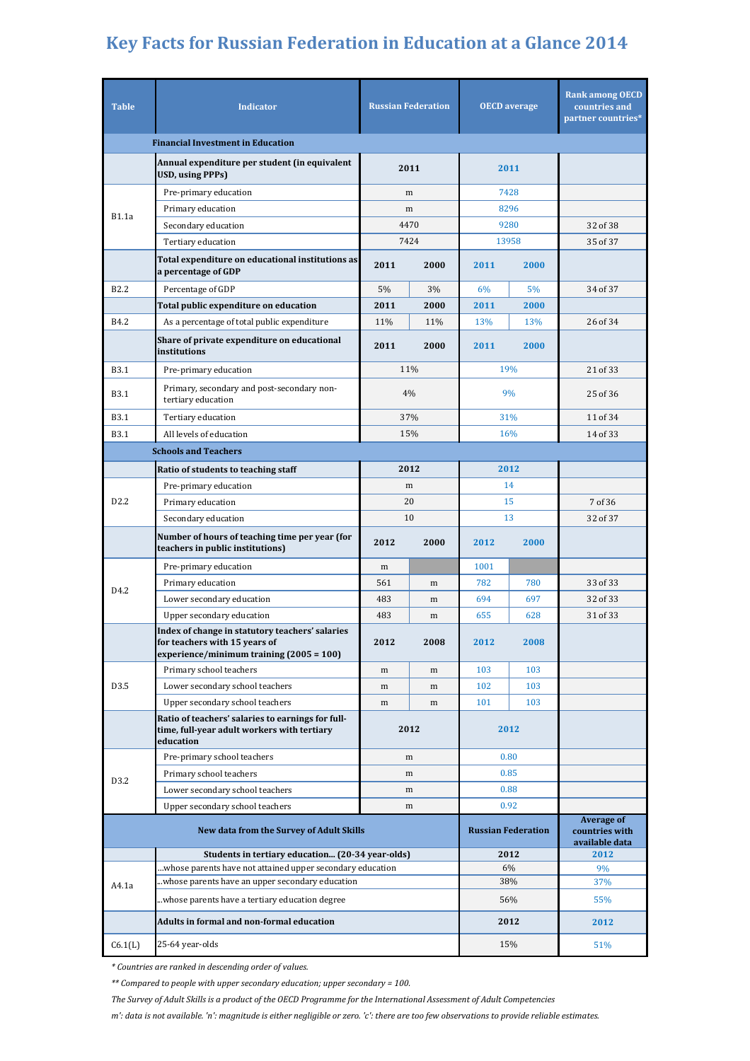# Key Facts for Russian Federation in Education at a Glance 2014

| Table | Indicator | Russian Federation | | OECD average | | Rank among OECD countries and partner countries* |
|---|---|---|---|---|---|---|
| | **Financial Investment in Education** | | | | | |
| | **Annual expenditure per student (in equivalent USD, using PPPs)** | 2011 | | 2011 | | |
| B1.1a | Pre-primary education | m | | 7428 | | |
| | Primary education | m | | 8296 | | |
| | Secondary education | 4470 | | 9280 | | 32 of 38 |
| | Tertiary education | 7424 | | 13958 | | 35 of 37 |
| | **Total expenditure on educational institutions as a percentage of GDP** | 2011 | 2000 | 2011 | 2000 | |
| B2.2 | Percentage of GDP | 5% | 3% | 6% | 5% | 34 of 37 |
| | **Total public expenditure on education** | 2011 | 2000 | 2011 | 2000 | |
| B4.2 | As a percentage of total public expenditure | 11% | 11% | 13% | 13% | 26 of 34 |
| | **Share of private expenditure on educational institutions** | 2011 | 2000 | 2011 | 2000 | |
| B3.1 | Pre-primary education | 11% | | 19% | | 21 of 33 |
| B3.1 | Primary, secondary and post-secondary non-tertiary education | 4% | | 9% | | 25 of 36 |
| B3.1 | Tertiary education | 37% | | 31% | | 11 of 34 |
| B3.1 | All levels of education | 15% | | 16% | | 14 of 33 |
| | **Schools and Teachers** | | | | | |
| | **Ratio of students to teaching staff** | 2012 | | 2012 | | |
| D2.2 | Pre-primary education | m | | 14 | | |
| | Primary education | 20 | | 15 | | 7 of 36 |
| | Secondary education | 10 | | 13 | | 32 of 37 |
| | **Number of hours of teaching time per year (for teachers in public institutions)** | 2012 | 2000 | 2012 | 2000 | |
| D4.2 | Pre-primary education | m | | 1001 | | |
| | Primary education | 561 | m | 782 | 780 | 33 of 33 |
| | Lower secondary education | 483 | m | 694 | 697 | 32 of 33 |
| | Upper secondary education | 483 | m | 655 | 628 | 31 of 33 |
| | **Index of change in statutory teachers' salaries for teachers with 15 years of experience/minimum training (2005 = 100)** | 2012 | 2008 | 2012 | 2008 | |
| D3.5 | Primary school teachers | m | m | 103 | 103 | |
| | Lower secondary school teachers | m | m | 102 | 103 | |
| | Upper secondary school teachers | m | m | 101 | 103 | |
| | **Ratio of teachers' salaries to earnings for full-time, full-year adult workers with tertiary education** | 2012 | | 2012 | | |
| D3.2 | Pre-primary school teachers | m | | 0.80 | | |
| | Primary school teachers | m | | 0.85 | | |
| | Lower secondary school teachers | m | | 0.88 | | |
| | Upper secondary school teachers | m | | 0.92 | | |

| | New data from the Survey of Adult Skills | Russian Federation | Average of countries with available data |
|---|---|---|---|
| | **Students in tertiary education... (20-34 year-olds)** | 2012 | 2012 |
| A4.1a | ...whose parents have not attained upper secondary education | 6% | 9% |
| | ...whose parents have an upper secondary education | 38% | 37% |
| | ...whose parents have a tertiary education degree | 56% | 55% |
| | **Adults in formal and non-formal education** | 2012 | 2012 |
| C6.1(L) | 25-64 year-olds | 15% | 51% |

*\* Countries are ranked in descending order of values.*

*\*\* Compared to people with upper secondary education; upper secondary = 100.*

*The Survey of Adult Skills is a product of the OECD Programme for the International Assessment of Adult Competencies*

*m': data is not available. 'n': magnitude is either negligible or zero. 'c': there are too few observations to provide reliable estimates.*